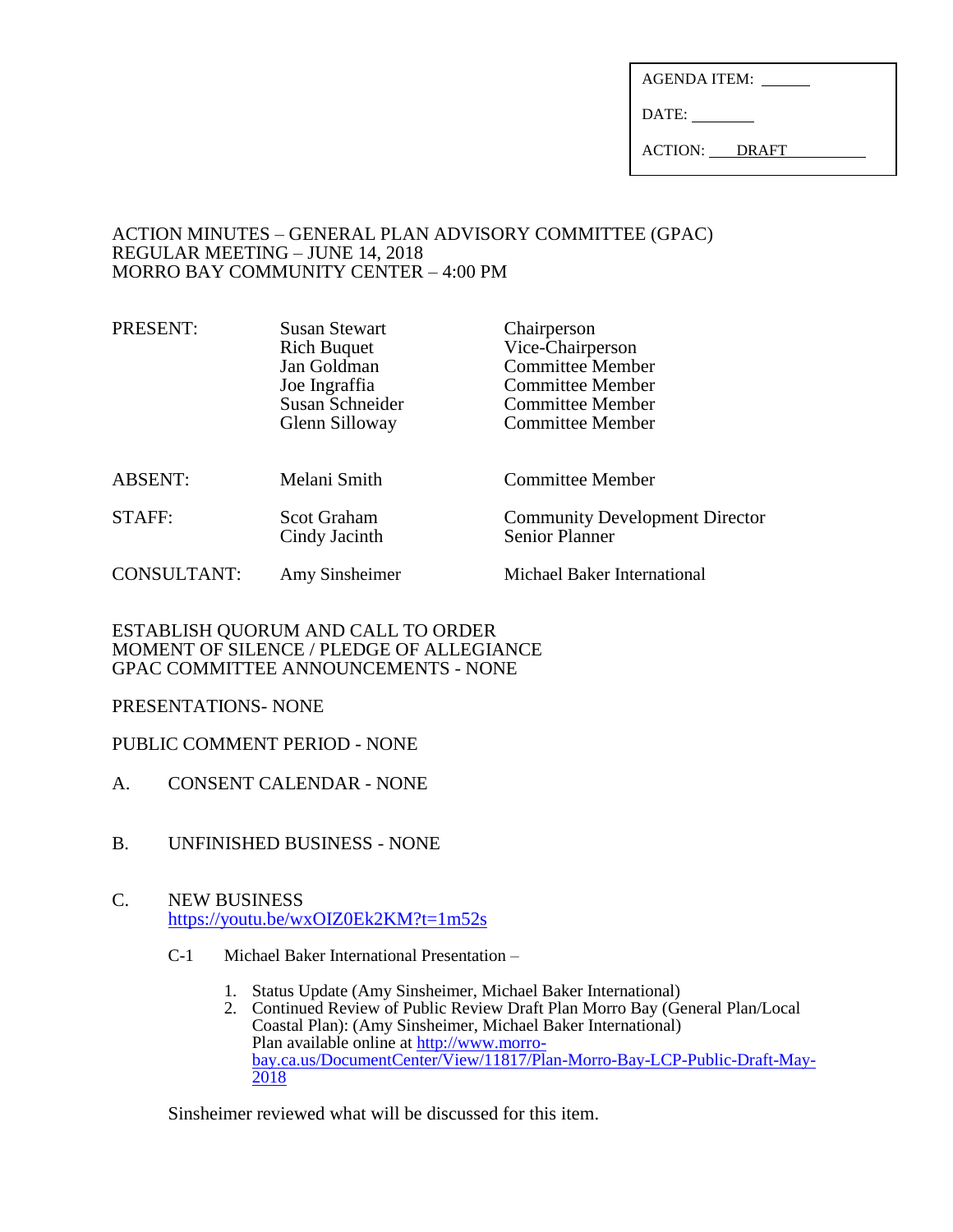| AGENDA ITEM: ______ |
| --- |
| DATE: ________ |
| ACTION: DRAFT |

ACTION MINUTES – GENERAL PLAN ADVISORY COMMITTEE (GPAC)
REGULAR MEETING – JUNE 14, 2018
MORRO BAY COMMUNITY CENTER – 4:00 PM

| | | |
| --- | --- | --- |
| PRESENT: | Susan Stewart | Chairperson |
| | Rich Buquet | Vice-Chairperson |
| | Jan Goldman | Committee Member |
| | Joe Ingraffia | Committee Member |
| | Susan Schneider | Committee Member |
| | Glenn Silloway | Committee Member |
| ABSENT: | Melani Smith | Committee Member |
| STAFF: | Scot Graham | Community Development Director |
| | Cindy Jacinth | Senior Planner |
| CONSULTANT: | Amy Sinsheimer | Michael Baker International |

ESTABLISH QUORUM AND CALL TO ORDER
MOMENT OF SILENCE / PLEDGE OF ALLEGIANCE
GPAC COMMITTEE ANNOUNCEMENTS - NONE

PRESENTATIONS- NONE

PUBLIC COMMENT PERIOD - NONE

A. CONSENT CALENDAR - NONE

B. UNFINISHED BUSINESS - NONE

C. NEW BUSINESS
https://youtu.be/wxOIZ0Ek2KM?t=1m52s

C-1 Michael Baker International Presentation –

1. Status Update (Amy Sinsheimer, Michael Baker International)
2. Continued Review of Public Review Draft Plan Morro Bay (General Plan/Local Coastal Plan): (Amy Sinsheimer, Michael Baker International)
   Plan available online at http://www.morro-bay.ca.us/DocumentCenter/View/11817/Plan-Morro-Bay-LCP-Public-Draft-May-2018

Sinsheimer reviewed what will be discussed for this item.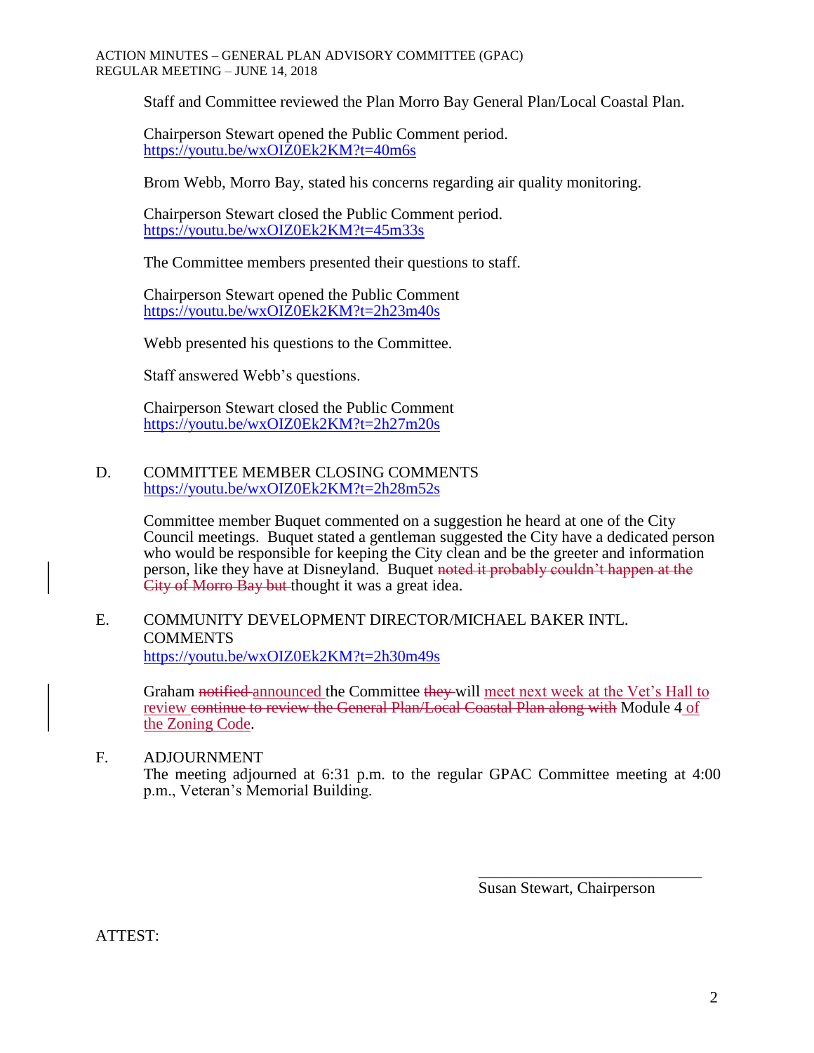Staff and Committee reviewed the Plan Morro Bay General Plan/Local Coastal Plan.

Chairperson Stewart opened the Public Comment period.
https://youtu.be/wxOIZ0Ek2KM?t=40m6s

Brom Webb, Morro Bay, stated his concerns regarding air quality monitoring.

Chairperson Stewart closed the Public Comment period.
https://youtu.be/wxOIZ0Ek2KM?t=45m33s

The Committee members presented their questions to staff.

Chairperson Stewart opened the Public Comment
https://youtu.be/wxOIZ0Ek2KM?t=2h23m40s

Webb presented his questions to the Committee.

Staff answered Webb's questions.

Chairperson Stewart closed the Public Comment
https://youtu.be/wxOIZ0Ek2KM?t=2h27m20s

D. COMMITTEE MEMBER CLOSING COMMENTS
https://youtu.be/wxOIZ0Ek2KM?t=2h28m52s

Committee member Buquet commented on a suggestion he heard at one of the City Council meetings. Buquet stated a gentleman suggested the City have a dedicated person who would be responsible for keeping the City clean and be the greeter and information person, like they have at Disneyland. Buquet ~~noted it probably couldn't happen at the City of Morro Bay but~~ thought it was a great idea.

E. COMMUNITY DEVELOPMENT DIRECTOR/MICHAEL BAKER INTL. COMMENTS
https://youtu.be/wxOIZ0Ek2KM?t=2h30m49s

Graham ~~notified~~ announced the Committee ~~they~~ will meet next week at the Vet's Hall to review ~~continue to review the General Plan/Local Coastal Plan along with~~ Module 4 of the Zoning Code.

F. ADJOURNMENT
The meeting adjourned at 6:31 p.m. to the regular GPAC Committee meeting at 4:00 p.m., Veteran's Memorial Building.

\_\_\_\_\_\_\_\_\_\_\_\_\_\_\_\_\_\_\_\_\_\_\_\_\_\_\_\_
Susan Stewart, Chairperson

ATTEST: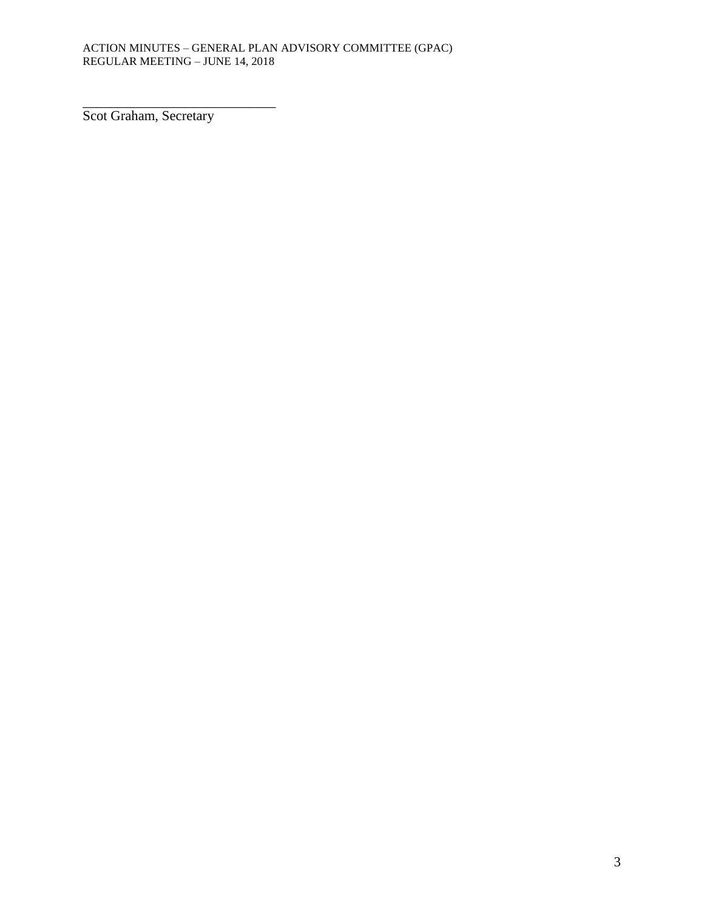______________________________
Scot Graham, Secretary